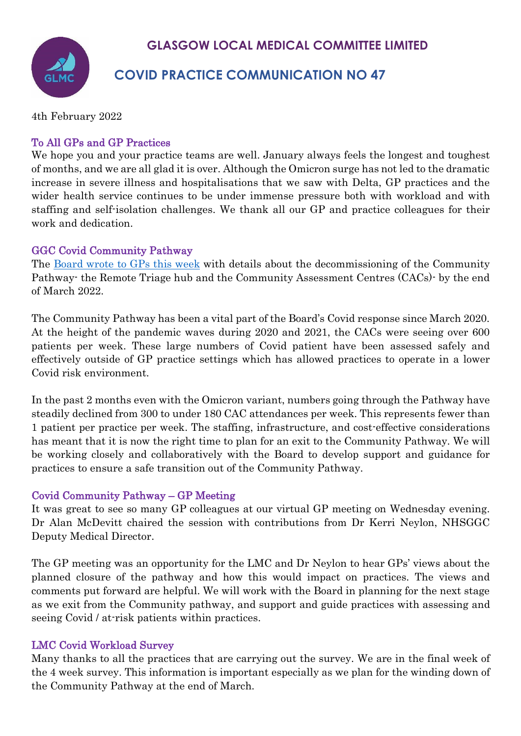# GLASGOW LOCAL MEDICAL COMMITTEE LIMITED

# COVID PRACTICE COMMUNICATION NO 47

4th February 2022

## To All GPs and GP Practices

We hope you and your practice teams are well. January always feels the longest and toughest of months, and we are all glad it is over. Although the Omicron surge has not led to the dramatic increase in severe illness and hospitalisations that we saw with Delta, GP practices and the wider health service continues to be under immense pressure both with workload and with staffing and self-isolation challenges. We thank all our GP and practice colleagues for their work and dedication.

## GGC Covid Community Pathway

The Board wrote to GPs this week with details about the decommissioning of the Community Pathway- the Remote Triage hub and the Community Assessment Centres (CACs)- by the end of March 2022.

The Community Pathway has been a vital part of the Board's Covid response since March 2020. At the height of the pandemic waves during 2020 and 2021, the CACs were seeing over 600 patients per week. These large numbers of Covid patient have been assessed safely and effectively outside of GP practice settings which has allowed practices to operate in a lower Covid risk environment.

In the past 2 months even with the Omicron variant, numbers going through the Pathway have steadily declined from 300 to under 180 CAC attendances per week. This represents fewer than 1 patient per practice per week. The staffing, infrastructure, and cost-effective considerations has meant that it is now the right time to plan for an exit to the Community Pathway. We will be working closely and collaboratively with the Board to develop support and guidance for practices to ensure a safe transition out of the Community Pathway.

## Covid Community Pathway – GP Meeting

It was great to see so many GP colleagues at our virtual GP meeting on Wednesday evening. Dr Alan McDevitt chaired the session with contributions from Dr Kerri Neylon, NHSGGC Deputy Medical Director.

The GP meeting was an opportunity for the LMC and Dr Neylon to hear GPs' views about the planned closure of the pathway and how this would impact on practices. The views and comments put forward are helpful. We will work with the Board in planning for the next stage as we exit from the Community pathway, and support and guide practices with assessing and seeing Covid / at-risk patients within practices.

## LMC Covid Workload Survey

Many thanks to all the practices that are carrying out the survey. We are in the final week of the 4 week survey. This information is important especially as we plan for the winding down of the Community Pathway at the end of March.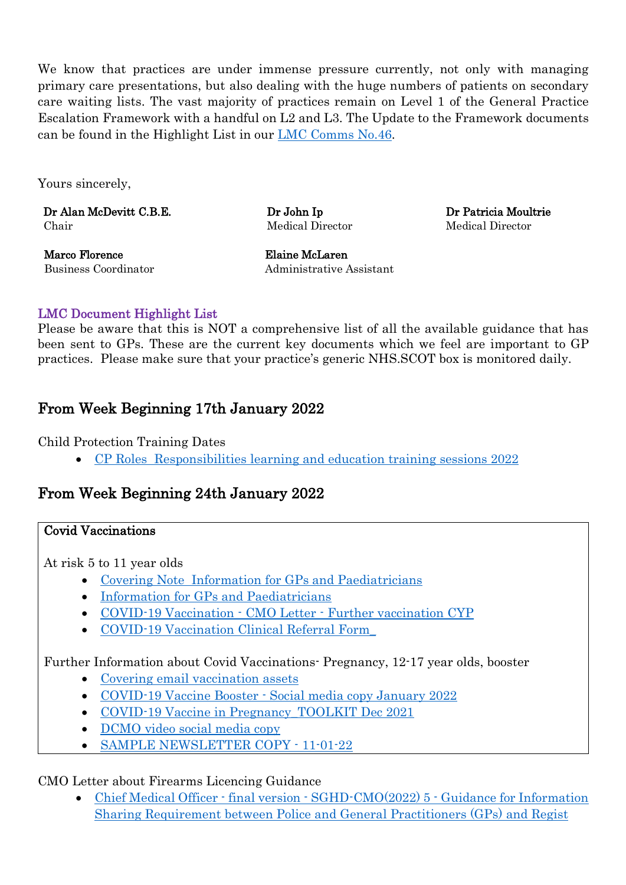We know that practices are under immense pressure currently, not only with managing primary care presentations, but also dealing with the huge numbers of patients on secondary care waiting lists. The vast majority of practices remain on Level 1 of the General Practice Escalation Framework with a handful on L2 and L3. The Update to the Framework documents can be found in the Highlight List in our LMC Comms No.46.

Yours sincerely,

**Dr Alan McDevitt C.B.E.**
Chair

**Dr John Ip**
Medical Director

**Dr Patricia Moultrie**
Medical Director

**Marco Florence**
Business Coordinator

**Elaine McLaren**
Administrative Assistant

### LMC Document Highlight List

Please be aware that this is NOT a comprehensive list of all the available guidance that has been sent to GPs. These are the current key documents which we feel are important to GP practices. Please make sure that your practice's generic NHS.SCOT box is monitored daily.

## From Week Beginning 17th January 2022

Child Protection Training Dates

- CP Roles Responsibilities learning and education training sessions 2022

## From Week Beginning 24th January 2022

**Covid Vaccinations**

At risk 5 to 11 year olds

- Covering Note Information for GPs and Paediatricians
- Information for GPs and Paediatricians
- COVID-19 Vaccination - CMO Letter - Further vaccination CYP
- COVID-19 Vaccination Clinical Referral Form_

Further Information about Covid Vaccinations- Pregnancy, 12-17 year olds, booster

- Covering email vaccination assets
- COVID-19 Vaccine Booster - Social media copy January 2022
- COVID-19 Vaccine in Pregnancy_TOOLKIT Dec 2021
- DCMO video social media copy
- SAMPLE NEWSLETTER COPY - 11-01-22

CMO Letter about Firearms Licencing Guidance

- Chief Medical Officer - final version - SGHD-CMO(2022) 5 - Guidance for Information Sharing Requirement between Police and General Practitioners (GPs) and Regist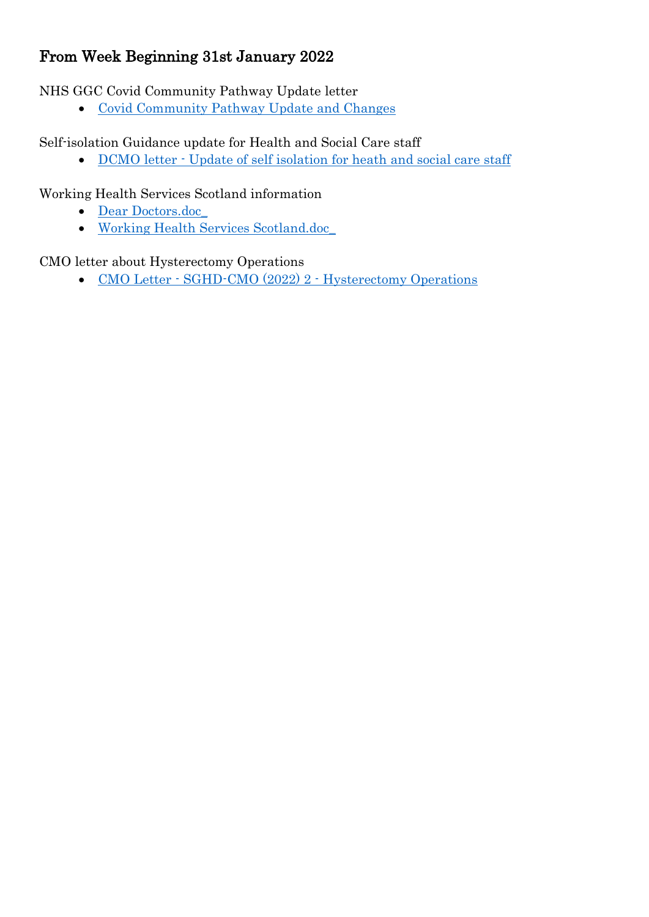## From Week Beginning 31st January 2022

NHS GGC Covid Community Pathway Update letter

- Covid Community Pathway Update and Changes

Self-isolation Guidance update for Health and Social Care staff

- DCMO letter - Update of self isolation for heath and social care staff

Working Health Services Scotland information

- Dear Doctors.doc_
- Working Health Services Scotland.doc_

CMO letter about Hysterectomy Operations

- CMO Letter - SGHD-CMO (2022) 2 - Hysterectomy Operations